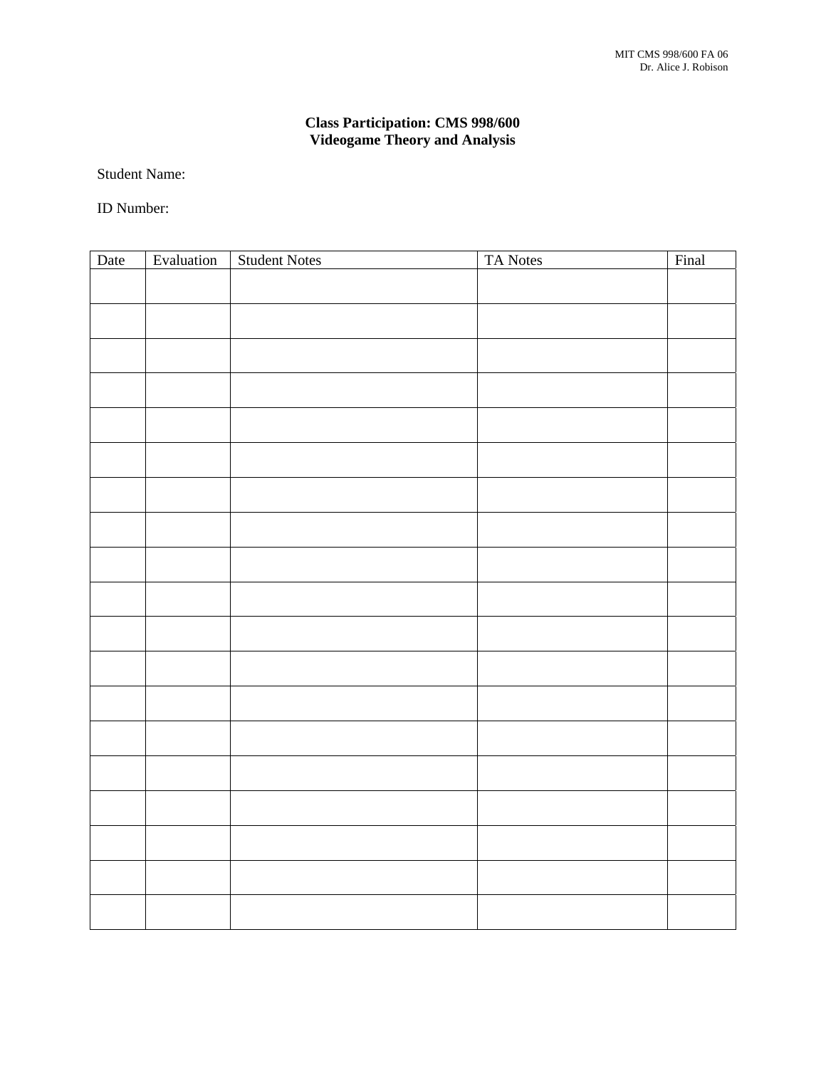MIT CMS 998/600 FA 06
Dr. Alice J. Robison

**Class Participation: CMS 998/600**
**Videogame Theory and Analysis**

Student Name:

ID Number:

| Date | Evaluation | Student Notes | TA Notes | Final |
|---|---|---|---|---|
| | | | | |
| | | | | |
| | | | | |
| | | | | |
| | | | | |
| | | | | |
| | | | | |
| | | | | |
| | | | | |
| | | | | |
| | | | | |
| | | | | |
| | | | | |
| | | | | |
| | | | | |
| | | | | |
| | | | | |
| | | | | |
| | | | | |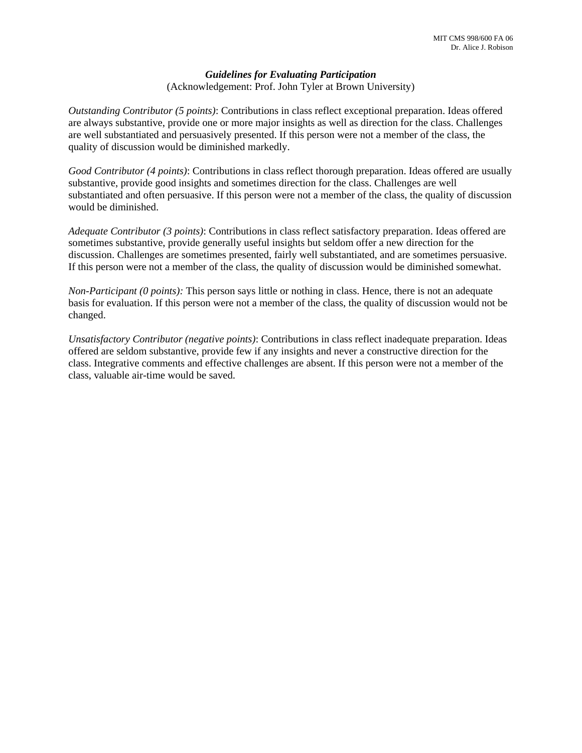***Guidelines for Evaluating Participation***

(Acknowledgement: Prof. John Tyler at Brown University)

*Outstanding Contributor (5 points)*: Contributions in class reflect exceptional preparation. Ideas offered are always substantive, provide one or more major insights as well as direction for the class. Challenges are well substantiated and persuasively presented. If this person were not a member of the class, the quality of discussion would be diminished markedly.

*Good Contributor (4 points)*: Contributions in class reflect thorough preparation. Ideas offered are usually substantive, provide good insights and sometimes direction for the class. Challenges are well substantiated and often persuasive. If this person were not a member of the class, the quality of discussion would be diminished.

*Adequate Contributor (3 points)*: Contributions in class reflect satisfactory preparation. Ideas offered are sometimes substantive, provide generally useful insights but seldom offer a new direction for the discussion. Challenges are sometimes presented, fairly well substantiated, and are sometimes persuasive. If this person were not a member of the class, the quality of discussion would be diminished somewhat.

*Non-Participant (0 points):* This person says little or nothing in class. Hence, there is not an adequate basis for evaluation. If this person were not a member of the class, the quality of discussion would not be changed.

*Unsatisfactory Contributor (negative points)*: Contributions in class reflect inadequate preparation. Ideas offered are seldom substantive, provide few if any insights and never a constructive direction for the class. Integrative comments and effective challenges are absent. If this person were not a member of the class, valuable air-time would be saved.